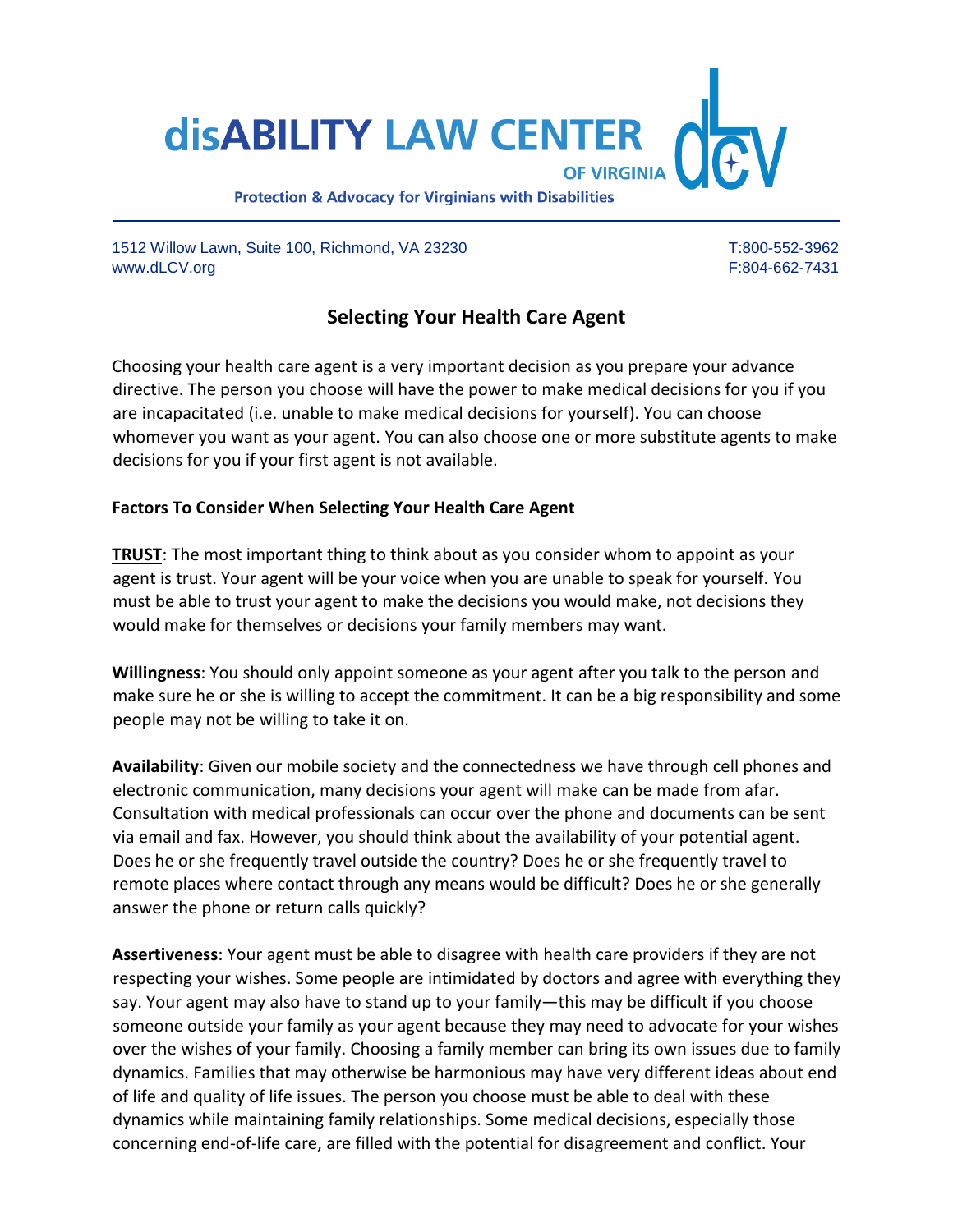# disABILITY LAW CENTER OF VIRGINIA

**Protection & Advocacy for Virginians with Disabilities**

1512 Willow Lawn, Suite 100, Richmond, VA 23230
www.dLCV.org

T:800-552-3962
F:804-662-7431

## Selecting Your Health Care Agent

Choosing your health care agent is a very important decision as you prepare your advance directive. The person you choose will have the power to make medical decisions for you if you are incapacitated (i.e. unable to make medical decisions for yourself). You can choose whomever you want as your agent. You can also choose one or more substitute agents to make decisions for you if your first agent is not available.

### Factors To Consider When Selecting Your Health Care Agent

**TRUST**: The most important thing to think about as you consider whom to appoint as your agent is trust. Your agent will be your voice when you are unable to speak for yourself. You must be able to trust your agent to make the decisions you would make, not decisions they would make for themselves or decisions your family members may want.

**Willingness**: You should only appoint someone as your agent after you talk to the person and make sure he or she is willing to accept the commitment. It can be a big responsibility and some people may not be willing to take it on.

**Availability**: Given our mobile society and the connectedness we have through cell phones and electronic communication, many decisions your agent will make can be made from afar. Consultation with medical professionals can occur over the phone and documents can be sent via email and fax. However, you should think about the availability of your potential agent. Does he or she frequently travel outside the country? Does he or she frequently travel to remote places where contact through any means would be difficult? Does he or she generally answer the phone or return calls quickly?

**Assertiveness**: Your agent must be able to disagree with health care providers if they are not respecting your wishes. Some people are intimidated by doctors and agree with everything they say. Your agent may also have to stand up to your family—this may be difficult if you choose someone outside your family as your agent because they may need to advocate for your wishes over the wishes of your family. Choosing a family member can bring its own issues due to family dynamics. Families that may otherwise be harmonious may have very different ideas about end of life and quality of life issues. The person you choose must be able to deal with these dynamics while maintaining family relationships. Some medical decisions, especially those concerning end-of-life care, are filled with the potential for disagreement and conflict. Your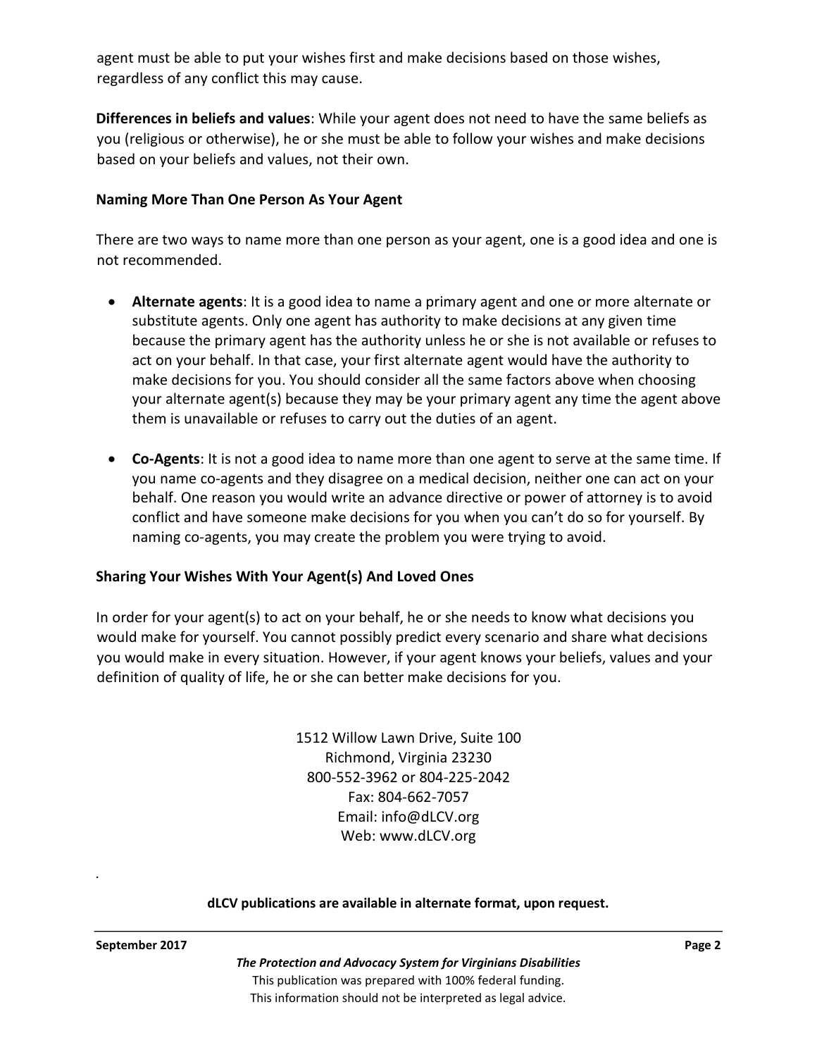agent must be able to put your wishes first and make decisions based on those wishes, regardless of any conflict this may cause.

**Differences in beliefs and values**: While your agent does not need to have the same beliefs as you (religious or otherwise), he or she must be able to follow your wishes and make decisions based on your beliefs and values, not their own.

### Naming More Than One Person As Your Agent

There are two ways to name more than one person as your agent, one is a good idea and one is not recommended.

- **Alternate agents**: It is a good idea to name a primary agent and one or more alternate or substitute agents. Only one agent has authority to make decisions at any given time because the primary agent has the authority unless he or she is not available or refuses to act on your behalf. In that case, your first alternate agent would have the authority to make decisions for you. You should consider all the same factors above when choosing your alternate agent(s) because they may be your primary agent any time the agent above them is unavailable or refuses to carry out the duties of an agent.

- **Co-Agents**: It is not a good idea to name more than one agent to serve at the same time. If you name co-agents and they disagree on a medical decision, neither one can act on your behalf. One reason you would write an advance directive or power of attorney is to avoid conflict and have someone make decisions for you when you can't do so for yourself. By naming co-agents, you may create the problem you were trying to avoid.

### Sharing Your Wishes With Your Agent(s) And Loved Ones

In order for your agent(s) to act on your behalf, he or she needs to know what decisions you would make for yourself. You cannot possibly predict every scenario and share what decisions you would make in every situation. However, if your agent knows your beliefs, values and your definition of quality of life, he or she can better make decisions for you.

1512 Willow Lawn Drive, Suite 100
Richmond, Virginia 23230
800-552-3962 or 804-225-2042
Fax: 804-662-7057
Email: info@dLCV.org
Web: www.dLCV.org

**dLCV publications are available in alternate format, upon request.**

**September 2017**

***The Protection and Advocacy System for Virginians Disabilities***
This publication was prepared with 100% federal funding.
This information should not be interpreted as legal advice.